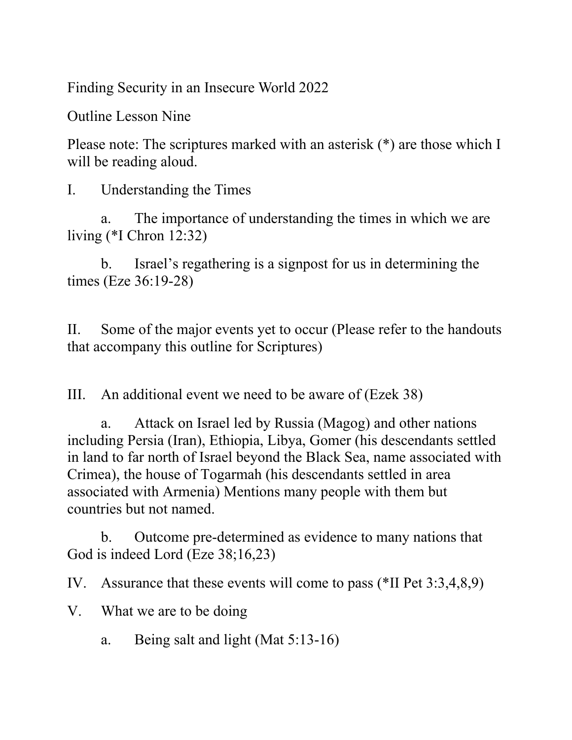Finding Security in an Insecure World 2022

Outline Lesson Nine

Please note: The scriptures marked with an asterisk (*) are those which I will be reading aloud.

I. Understanding the Times

  a. The importance of understanding the times in which we are living (*I Chron 12:32)

  b. Israel's regathering is a signpost for us in determining the times (Eze 36:19-28)

II. Some of the major events yet to occur (Please refer to the handouts that accompany this outline for Scriptures)

III. An additional event we need to be aware of (Ezek 38)

  a. Attack on Israel led by Russia (Magog) and other nations including Persia (Iran), Ethiopia, Libya, Gomer (his descendants settled in land to far north of Israel beyond the Black Sea, name associated with Crimea), the house of Togarmah (his descendants settled in area associated with Armenia) Mentions many people with them but countries but not named.

  b. Outcome pre-determined as evidence to many nations that God is indeed Lord (Eze 38;16,23)

IV. Assurance that these events will come to pass (*II Pet 3:3,4,8,9)

V. What we are to be doing

  a. Being salt and light (Mat 5:13-16)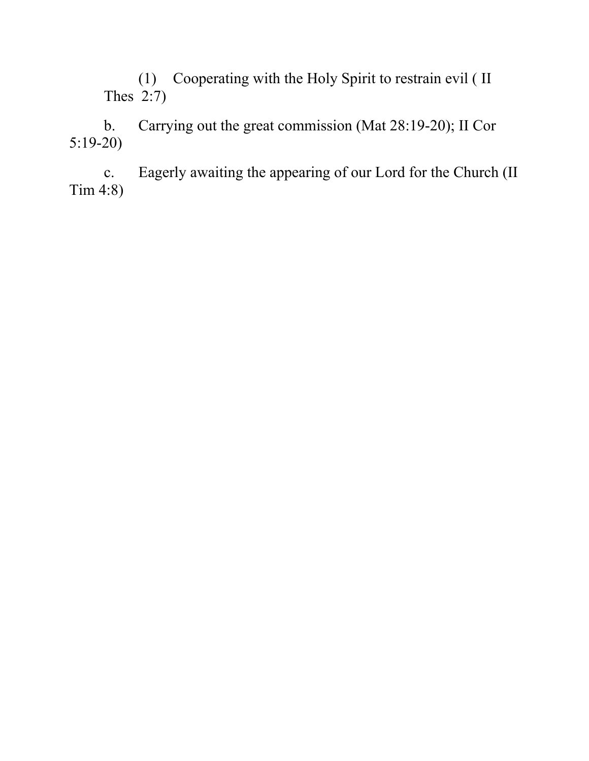(1) Cooperating with the Holy Spirit to restrain evil ( II Thes 2:7)

b. Carrying out the great commission (Mat 28:19-20); II Cor 5:19-20)

c. Eagerly awaiting the appearing of our Lord for the Church (II Tim 4:8)